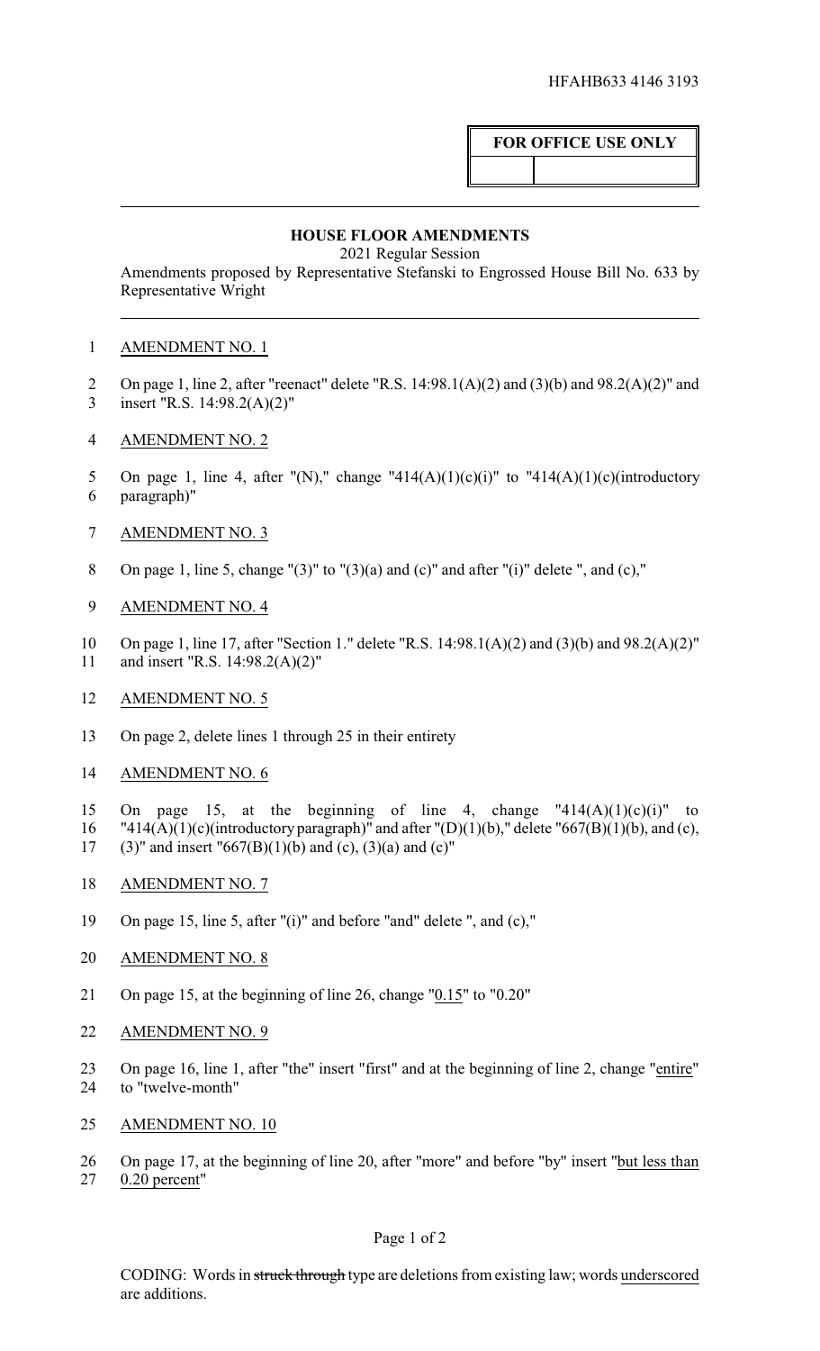HFAHB633 4146 3193

**FOR OFFICE USE ONLY**

## HOUSE FLOOR AMENDMENTS

2021 Regular Session

Amendments proposed by Representative Stefanski to Engrossed House Bill No. 633 by Representative Wright

AMENDMENT NO. 1

On page 1, line 2, after "reenact" delete "R.S. 14:98.1(A)(2) and (3)(b) and 98.2(A)(2)" and insert "R.S. 14:98.2(A)(2)"

AMENDMENT NO. 2

On page 1, line 4, after "(N)," change "414(A)(1)(c)(i)" to "414(A)(1)(c)(introductory paragraph)"

AMENDMENT NO. 3

On page 1, line 5, change "(3)" to "(3)(a) and (c)" and after "(i)" delete ", and (c),"

AMENDMENT NO. 4

On page 1, line 17, after "Section 1." delete "R.S. 14:98.1(A)(2) and (3)(b) and 98.2(A)(2)" and insert "R.S. 14:98.2(A)(2)"

AMENDMENT NO. 5

On page 2, delete lines 1 through 25 in their entirety

AMENDMENT NO. 6

On page 15, at the beginning of line 4, change "414(A)(1)(c)(i)" to "414(A)(1)(c)(introductory paragraph)" and after "(D)(1)(b)," delete "667(B)(1)(b), and (c), (3)" and insert "667(B)(1)(b) and (c), (3)(a) and (c)"

AMENDMENT NO. 7

On page 15, line 5, after "(i)" and before "and" delete ", and (c),"

AMENDMENT NO. 8

On page 15, at the beginning of line 26, change "0.15" to "0.20"

AMENDMENT NO. 9

On page 16, line 1, after "the" insert "first" and at the beginning of line 2, change "entire" to "twelve-month"

AMENDMENT NO. 10

On page 17, at the beginning of line 20, after "more" and before "by" insert "but less than 0.20 percent"

CODING: Words in ~~struck through~~ type are deletions from existing law; words underscored are additions.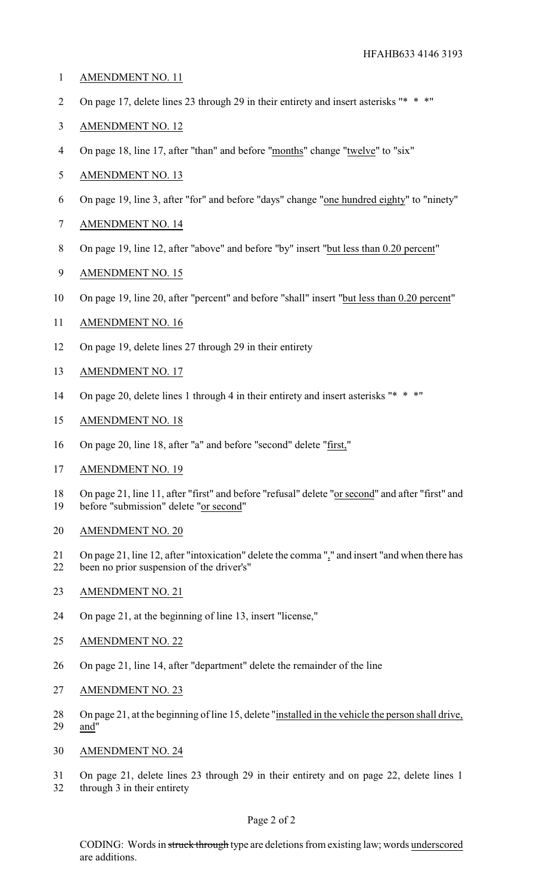HFAHB633 4146 3193

AMENDMENT NO. 11

On page 17, delete lines 23 through 29 in their entirety and insert asterisks "* * *"

AMENDMENT NO. 12

On page 18, line 17, after "than" and before "months" change "twelve" to "six"

AMENDMENT NO. 13

On page 19, line 3, after "for" and before "days" change "one hundred eighty" to "ninety"

AMENDMENT NO. 14

On page 19, line 12, after "above" and before "by" insert "but less than 0.20 percent"

AMENDMENT NO. 15

On page 19, line 20, after "percent" and before "shall" insert "but less than 0.20 percent"

AMENDMENT NO. 16

On page 19, delete lines 27 through 29 in their entirety

AMENDMENT NO. 17

On page 20, delete lines 1 through 4 in their entirety and insert asterisks "* * *"

AMENDMENT NO. 18

On page 20, line 18, after "a" and before "second" delete "first,"

AMENDMENT NO. 19

On page 21, line 11, after "first" and before "refusal" delete "or second" and after "first" and before "submission" delete "or second"

AMENDMENT NO. 20

On page 21, line 12, after "intoxication" delete the comma "," and insert "and when there has been no prior suspension of the driver's"

AMENDMENT NO. 21

On page 21, at the beginning of line 13, insert "license,"

AMENDMENT NO. 22

On page 21, line 14, after "department" delete the remainder of the line

AMENDMENT NO. 23

On page 21, at the beginning of line 15, delete "installed in the vehicle the person shall drive, and"

AMENDMENT NO. 24

On page 21, delete lines 23 through 29 in their entirety and on page 22, delete lines 1 through 3 in their entirety

CODING: Words in ~~struck through~~ type are deletions from existing law; words underscored are additions.